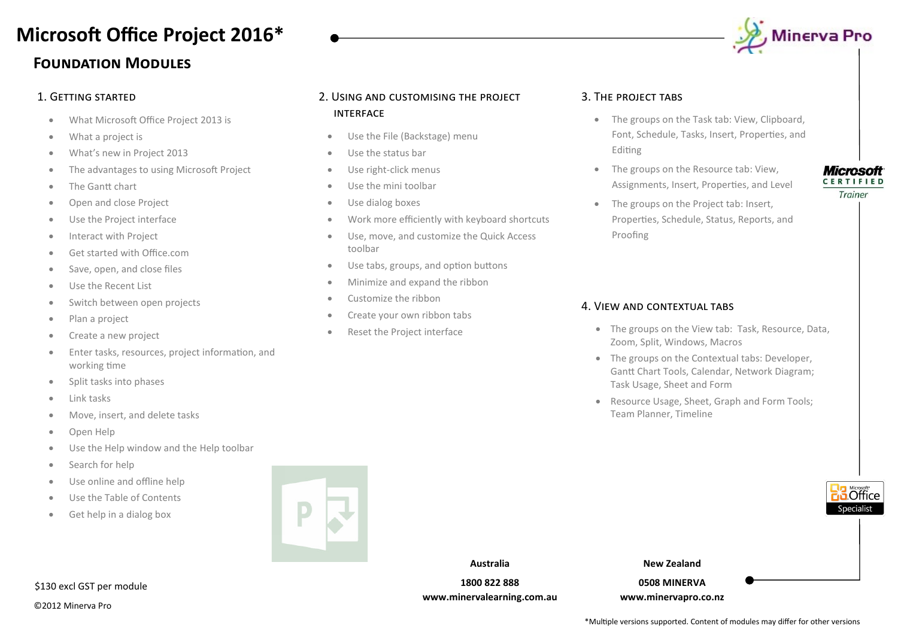# Microsoft Office Project 2016*

## Foundation Modules

### 1. Getting Started

- What Microsoft Office Project 2013 is
- What a project is
- What's new in Project 2013
- The advantages to using Microsoft Project
- The Gantt chart
- Open and close Project
- Use the Project interface
- Interact with Project
- Get started with Office.com
- Save, open, and close files
- Use the Recent List
- Switch between open projects
- Plan a project
- Create a new project
- Enter tasks, resources, project information, and working time
- Split tasks into phases
- Link tasks
- Move, insert, and delete tasks
- Open Help
- Use the Help window and the Help toolbar
- Search for help
- Use online and offline help
- Use the Table of Contents
- Get help in a dialog box

### 2. Using and Customising the Project Interface

- Use the File (Backstage) menu
- Use the status bar
- Use right-click menus
- Use the mini toolbar
- Use dialog boxes
- Work more efficiently with keyboard shortcuts
- Use, move, and customize the Quick Access toolbar
- Use tabs, groups, and option buttons
- Minimize and expand the ribbon
- Customize the ribbon
- Create your own ribbon tabs
- Reset the Project interface

### 3. The Project Tabs

- The groups on the Task tab: View, Clipboard, Font, Schedule, Tasks, Insert, Properties, and Editing
- The groups on the Resource tab: View, Assignments, Insert, Properties, and Level
- The groups on the Project tab: Insert, Properties, Schedule, Status, Reports, and Proofing

### 4. View and Contextual Tabs

- The groups on the View tab: Task, Resource, Data, Zoom, Split, Windows, Macros
- The groups on the Contextual tabs: Developer, Gantt Chart Tools, Calendar, Network Diagram; Task Usage, Sheet and Form
- Resource Usage, Sheet, Graph and Form Tools; Team Planner, Timeline

$130 excl GST per module

©2012 Minerva Pro

**Australia**
**1800 822 888**
**www.minervalearning.com.au**

**New Zealand**
**0508 MINERVA**
**www.minervapro.co.nz**

*Multiple versions supported. Content of modules may differ for other versions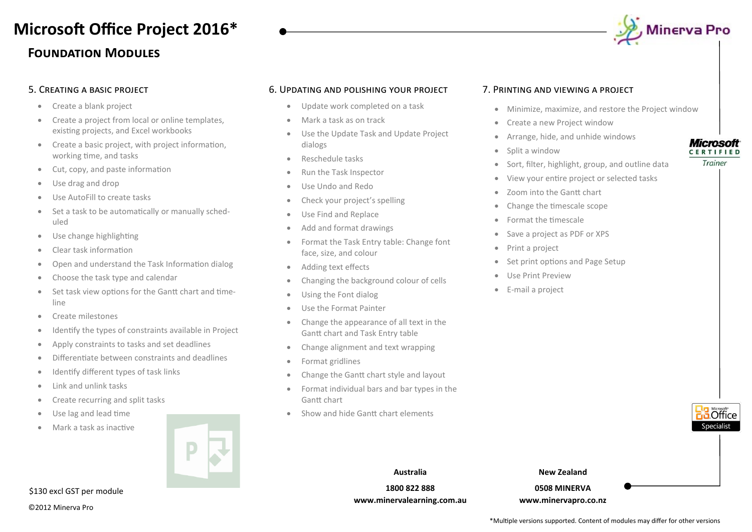# Microsoft Office Project 2016*

## Foundation Modules

### 5. Creating a basic project

- Create a blank project
- Create a project from local or online templates, existing projects, and Excel workbooks
- Create a basic project, with project information, working time, and tasks
- Cut, copy, and paste information
- Use drag and drop
- Use AutoFill to create tasks
- Set a task to be automatically or manually scheduled
- Use change highlighting
- Clear task information
- Open and understand the Task Information dialog
- Choose the task type and calendar
- Set task view options for the Gantt chart and timeline
- Create milestones
- Identify the types of constraints available in Project
- Apply constraints to tasks and set deadlines
- Differentiate between constraints and deadlines
- Identify different types of task links
- Link and unlink tasks
- Create recurring and split tasks
- Use lag and lead time
- Mark a task as inactive

### 6. Updating and polishing your project

- Update work completed on a task
- Mark a task as on track
- Use the Update Task and Update Project dialogs
- Reschedule tasks
- Run the Task Inspector
- Use Undo and Redo
- Check your project's spelling
- Use Find and Replace
- Add and format drawings
- Format the Task Entry table: Change font face, size, and colour
- Adding text effects
- Changing the background colour of cells
- Using the Font dialog
- Use the Format Painter
- Change the appearance of all text in the Gantt chart and Task Entry table
- Change alignment and text wrapping
- Format gridlines
- Change the Gantt chart style and layout
- Format individual bars and bar types in the Gantt chart
- Show and hide Gantt chart elements

### 7. Printing and viewing a project

- Minimize, maximize, and restore the Project window
- Create a new Project window
- Arrange, hide, and unhide windows
- Split a window
- Sort, filter, highlight, group, and outline data
- View your entire project or selected tasks
- Zoom into the Gantt chart
- Change the timescale scope
- Format the timescale
- Save a project as PDF or XPS
- Print a project
- Set print options and Page Setup
- Use Print Preview
- E-mail a project

$130 excl GST per module

©2012 Minerva Pro

**Australia**
**1800 822 888**
**www.minervalearning.com.au**

**New Zealand**
**0508 MINERVA**
**www.minervapro.co.nz**

*Multiple versions supported. Content of modules may differ for other versions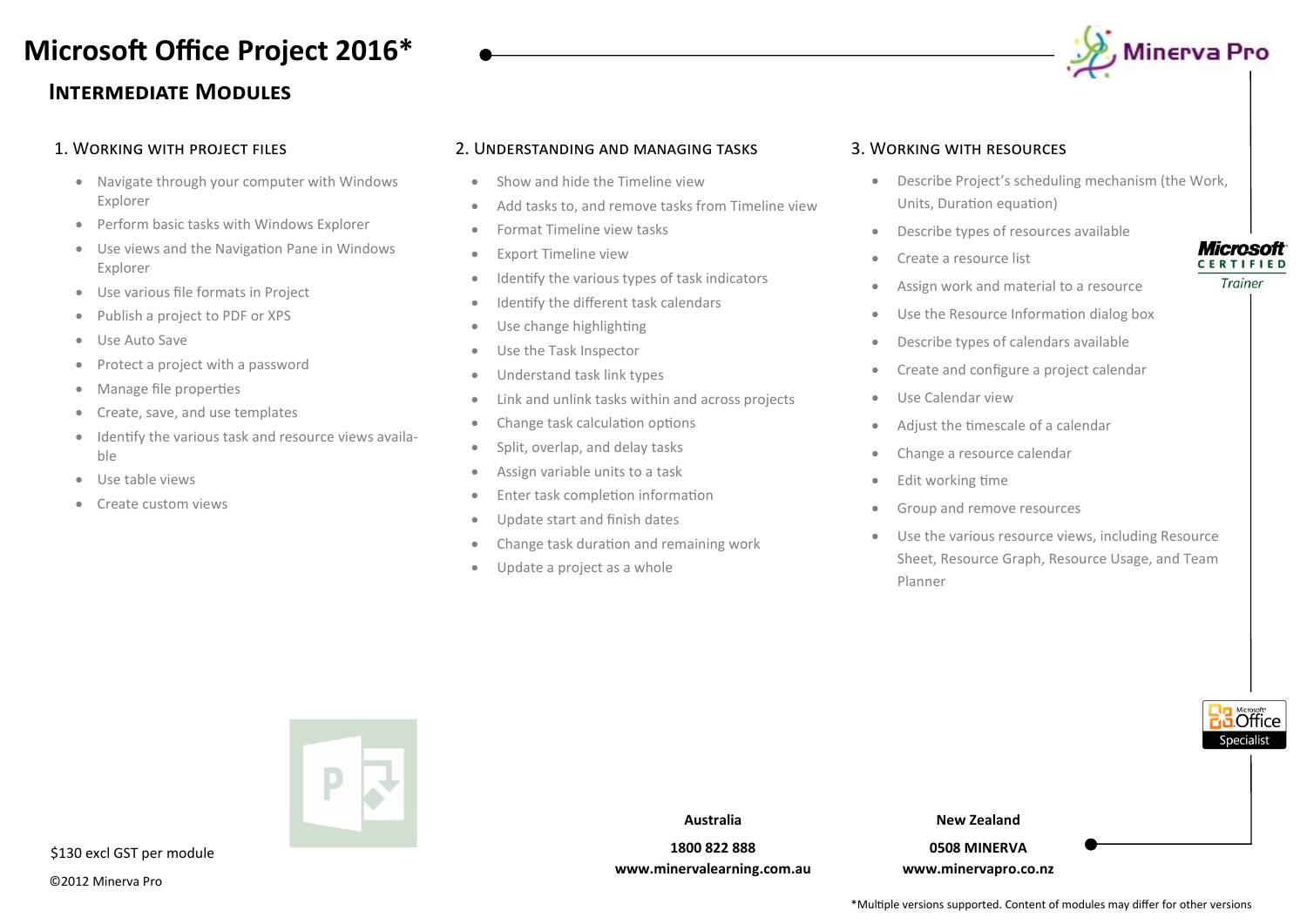# Microsoft Office Project 2016*

## Intermediate Modules

### 1. Working with Project Files

- Navigate through your computer with Windows Explorer
- Perform basic tasks with Windows Explorer
- Use views and the Navigation Pane in Windows Explorer
- Use various file formats in Project
- Publish a project to PDF or XPS
- Use Auto Save
- Protect a project with a password
- Manage file properties
- Create, save, and use templates
- Identify the various task and resource views available
- Use table views
- Create custom views

### 2. Understanding and Managing Tasks

- Show and hide the Timeline view
- Add tasks to, and remove tasks from Timeline view
- Format Timeline view tasks
- Export Timeline view
- Identify the various types of task indicators
- Identify the different task calendars
- Use change highlighting
- Use the Task Inspector
- Understand task link types
- Link and unlink tasks within and across projects
- Change task calculation options
- Split, overlap, and delay tasks
- Assign variable units to a task
- Enter task completion information
- Update start and finish dates
- Change task duration and remaining work
- Update a project as a whole

### 3. Working with Resources

- Describe Project's scheduling mechanism (the Work, Units, Duration equation)
- Describe types of resources available
- Create a resource list
- Assign work and material to a resource
- Use the Resource Information dialog box
- Describe types of calendars available
- Create and configure a project calendar
- Use Calendar view
- Adjust the timescale of a calendar
- Change a resource calendar
- Edit working time
- Group and remove resources
- Use the various resource views, including Resource Sheet, Resource Graph, Resource Usage, and Team Planner

$130 excl GST per module

©2012 Minerva Pro

**Australia**

**1800 822 888**

**www.minervalearning.com.au**

**New Zealand**

**0508 MINERVA**

**www.minervapro.co.nz**

*Multiple versions supported. Content of modules may differ for other versions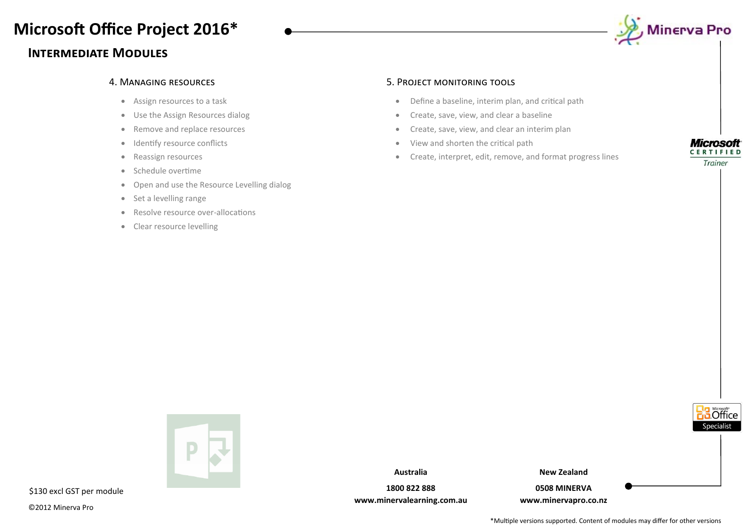# Microsoft Office Project 2016*

## Intermediate Modules

### 4. Managing resources

- Assign resources to a task
- Use the Assign Resources dialog
- Remove and replace resources
- Identify resource conflicts
- Reassign resources
- Schedule overtime
- Open and use the Resource Levelling dialog
- Set a levelling range
- Resolve resource over-allocations
- Clear resource levelling

### 5. Project monitoring tools

- Define a baseline, interim plan, and critical path
- Create, save, view, and clear a baseline
- Create, save, view, and clear an interim plan
- View and shorten the critical path
- Create, interpret, edit, remove, and format progress lines

$130 excl GST per module

©2012 Minerva Pro

**Australia**

**1800 822 888**

**www.minervalearning.com.au**

**New Zealand**

**0508 MINERVA**

**www.minervapro.co.nz**

*Multiple versions supported. Content of modules may differ for other versions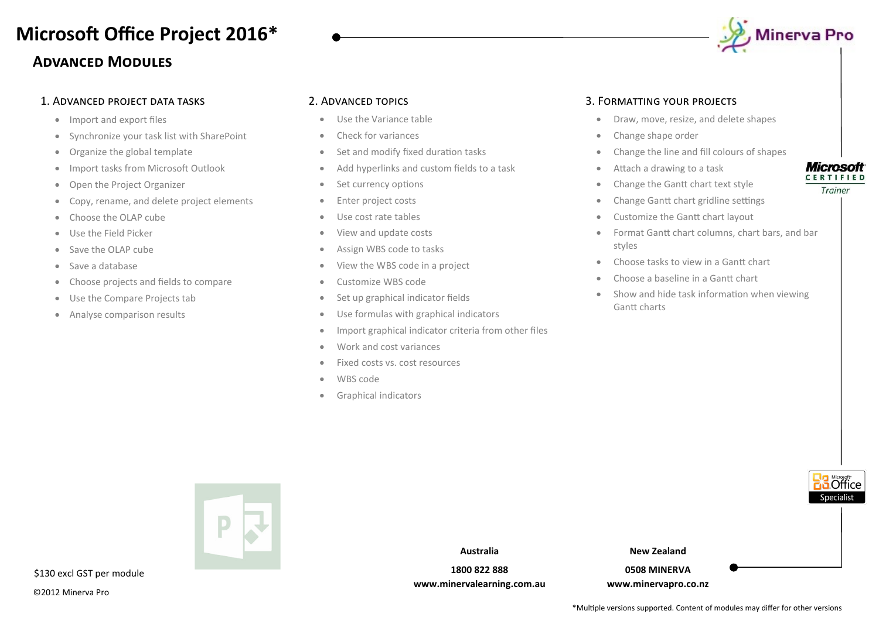# Microsoft Office Project 2016*

## Advanced Modules

### 1. Advanced Project Data Tasks

- Import and export files
- Synchronize your task list with SharePoint
- Organize the global template
- Import tasks from Microsoft Outlook
- Open the Project Organizer
- Copy, rename, and delete project elements
- Choose the OLAP cube
- Use the Field Picker
- Save the OLAP cube
- Save a database
- Choose projects and fields to compare
- Use the Compare Projects tab
- Analyse comparison results

### 2. Advanced Topics

- Use the Variance table
- Check for variances
- Set and modify fixed duration tasks
- Add hyperlinks and custom fields to a task
- Set currency options
- Enter project costs
- Use cost rate tables
- View and update costs
- Assign WBS code to tasks
- View the WBS code in a project
- Customize WBS code
- Set up graphical indicator fields
- Use formulas with graphical indicators
- Import graphical indicator criteria from other files
- Work and cost variances
- Fixed costs vs. cost resources
- WBS code
- Graphical indicators

### 3. Formatting Your Projects

- Draw, move, resize, and delete shapes
- Change shape order
- Change the line and fill colours of shapes
- Attach a drawing to a task
- Change the Gantt chart text style
- Change Gantt chart gridline settings
- Customize the Gantt chart layout
- Format Gantt chart columns, chart bars, and bar styles
- Choose tasks to view in a Gantt chart
- Choose a baseline in a Gantt chart
- Show and hide task information when viewing Gantt charts

$130 excl GST per module

©2012 Minerva Pro

**Australia**

**1800 822 888**

**www.minervalearning.com.au**

**New Zealand**

**0508 MINERVA**

**www.minervapro.co.nz**

*Multiple versions supported. Content of modules may differ for other versions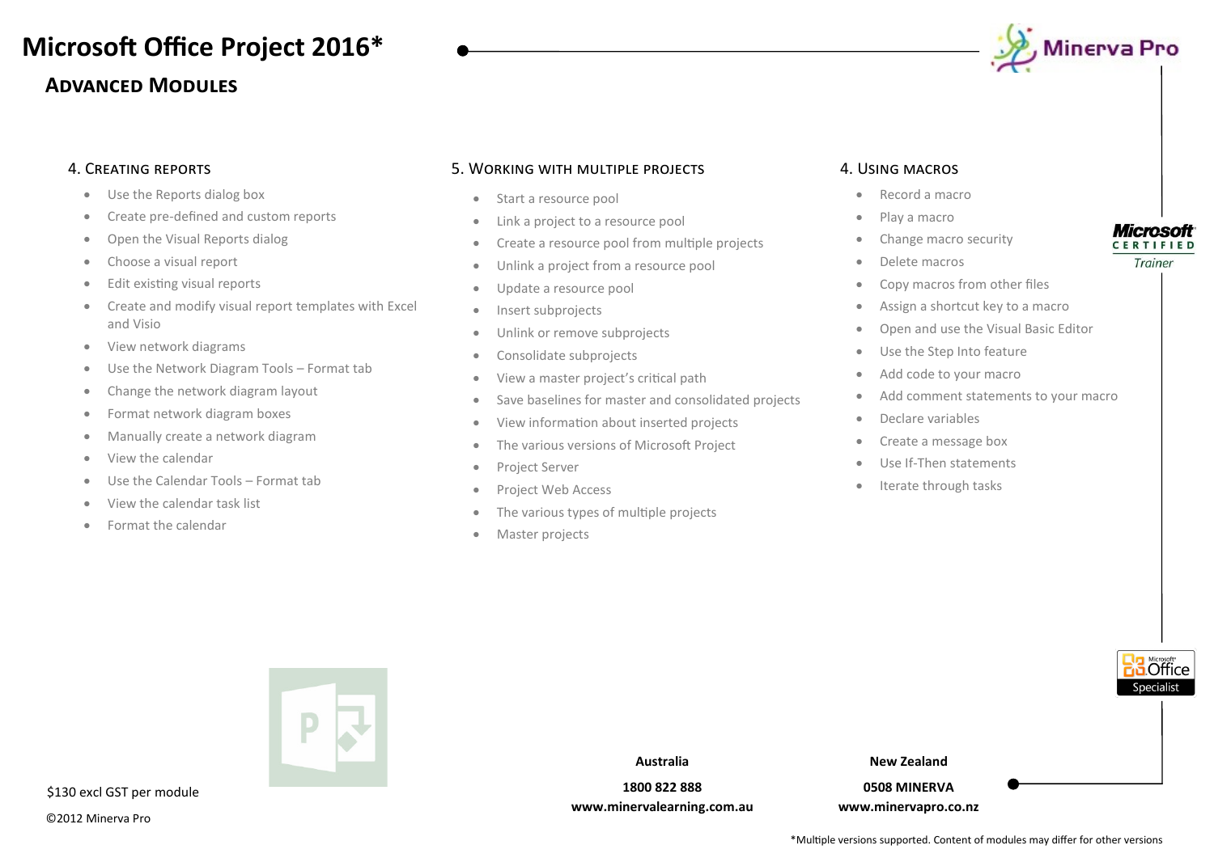# Microsoft Office Project 2016*

## Advanced Modules

### 4. Creating Reports

- Use the Reports dialog box
- Create pre-defined and custom reports
- Open the Visual Reports dialog
- Choose a visual report
- Edit existing visual reports
- Create and modify visual report templates with Excel and Visio
- View network diagrams
- Use the Network Diagram Tools – Format tab
- Change the network diagram layout
- Format network diagram boxes
- Manually create a network diagram
- View the calendar
- Use the Calendar Tools – Format tab
- View the calendar task list
- Format the calendar

### 5. Working with Multiple Projects

- Start a resource pool
- Link a project to a resource pool
- Create a resource pool from multiple projects
- Unlink a project from a resource pool
- Update a resource pool
- Insert subprojects
- Unlink or remove subprojects
- Consolidate subprojects
- View a master project's critical path
- Save baselines for master and consolidated projects
- View information about inserted projects
- The various versions of Microsoft Project
- Project Server
- Project Web Access
- The various types of multiple projects
- Master projects

### 4. Using Macros

- Record a macro
- Play a macro
- Change macro security
- Delete macros
- Copy macros from other files
- Assign a shortcut key to a macro
- Open and use the Visual Basic Editor
- Use the Step Into feature
- Add code to your macro
- Add comment statements to your macro
- Declare variables
- Create a message box
- Use If-Then statements
- Iterate through tasks

$130 excl GST per module

©2012 Minerva Pro

**Australia**
**1800 822 888**
**www.minervalearning.com.au**

**New Zealand**
**0508 MINERVA**
**www.minervapro.co.nz**

*Multiple versions supported. Content of modules may differ for other versions